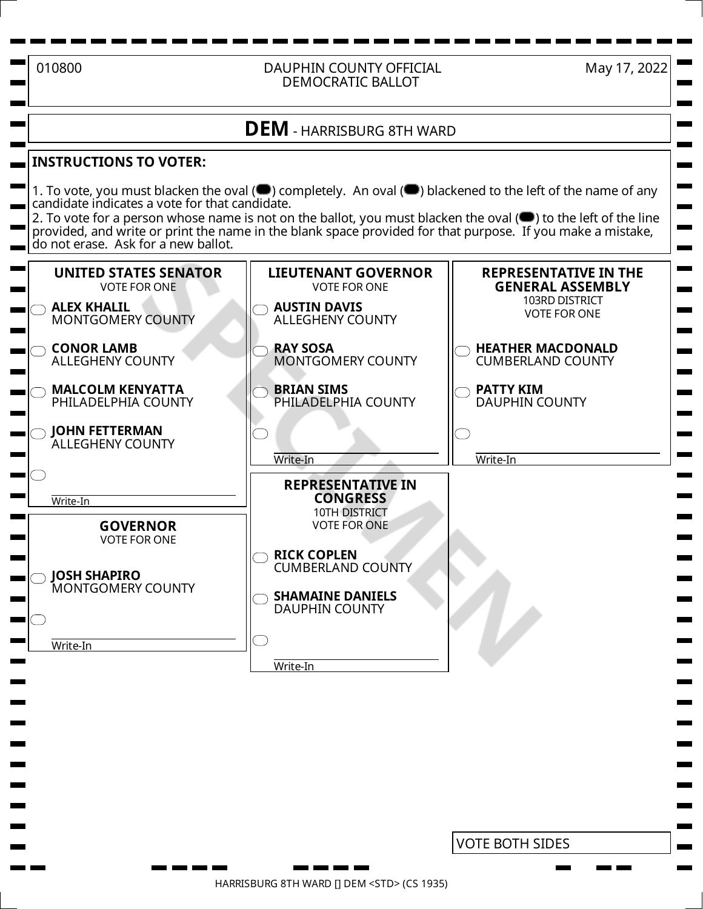010800

DAUPHIN COUNTY OFFICIAL
DEMOCRATIC BALLOT

May 17, 2022

# DEM - HARRISBURG 8TH WARD

**INSTRUCTIONS TO VOTER:**

1. To vote, you must blacken the oval (⬬) completely. An oval (⬬) blackened to the left of the name of any candidate indicates a vote for that candidate.
2. To vote for a person whose name is not on the ballot, you must blacken the oval (⬬) to the left of the line provided, and write or print the name in the blank space provided for that purpose. If you make a mistake, do not erase. Ask for a new ballot.

## UNITED STATES SENATOR
VOTE FOR ONE

- ⬭ **ALEX KHALIL** MONTGOMERY COUNTY
- ⬭ **CONOR LAMB** ALLEGHENY COUNTY
- ⬭ **MALCOLM KENYATTA** PHILADELPHIA COUNTY
- ⬭ **JOHN FETTERMAN** ALLEGHENY COUNTY
- ⬭ ______________ Write-In

## GOVERNOR
VOTE FOR ONE

- ⬭ **JOSH SHAPIRO** MONTGOMERY COUNTY
- ⬭ ______________ Write-In

## LIEUTENANT GOVERNOR
VOTE FOR ONE

- ⬭ **AUSTIN DAVIS** ALLEGHENY COUNTY
- ⬭ **RAY SOSA** MONTGOMERY COUNTY
- ⬭ **BRIAN SIMS** PHILADELPHIA COUNTY
- ⬭ ______________ Write-In

## REPRESENTATIVE IN CONGRESS
10TH DISTRICT
VOTE FOR ONE

- ⬭ **RICK COPLEN** CUMBERLAND COUNTY
- ⬭ **SHAMAINE DANIELS** DAUPHIN COUNTY
- ⬭ ______________ Write-In

## REPRESENTATIVE IN THE GENERAL ASSEMBLY
103RD DISTRICT
VOTE FOR ONE

- ⬭ **HEATHER MACDONALD** CUMBERLAND COUNTY
- ⬭ **PATTY KIM** DAUPHIN COUNTY
- ⬭ ______________ Write-In

VOTE BOTH SIDES

HARRISBURG 8TH WARD [] DEM <STD> (CS 1935)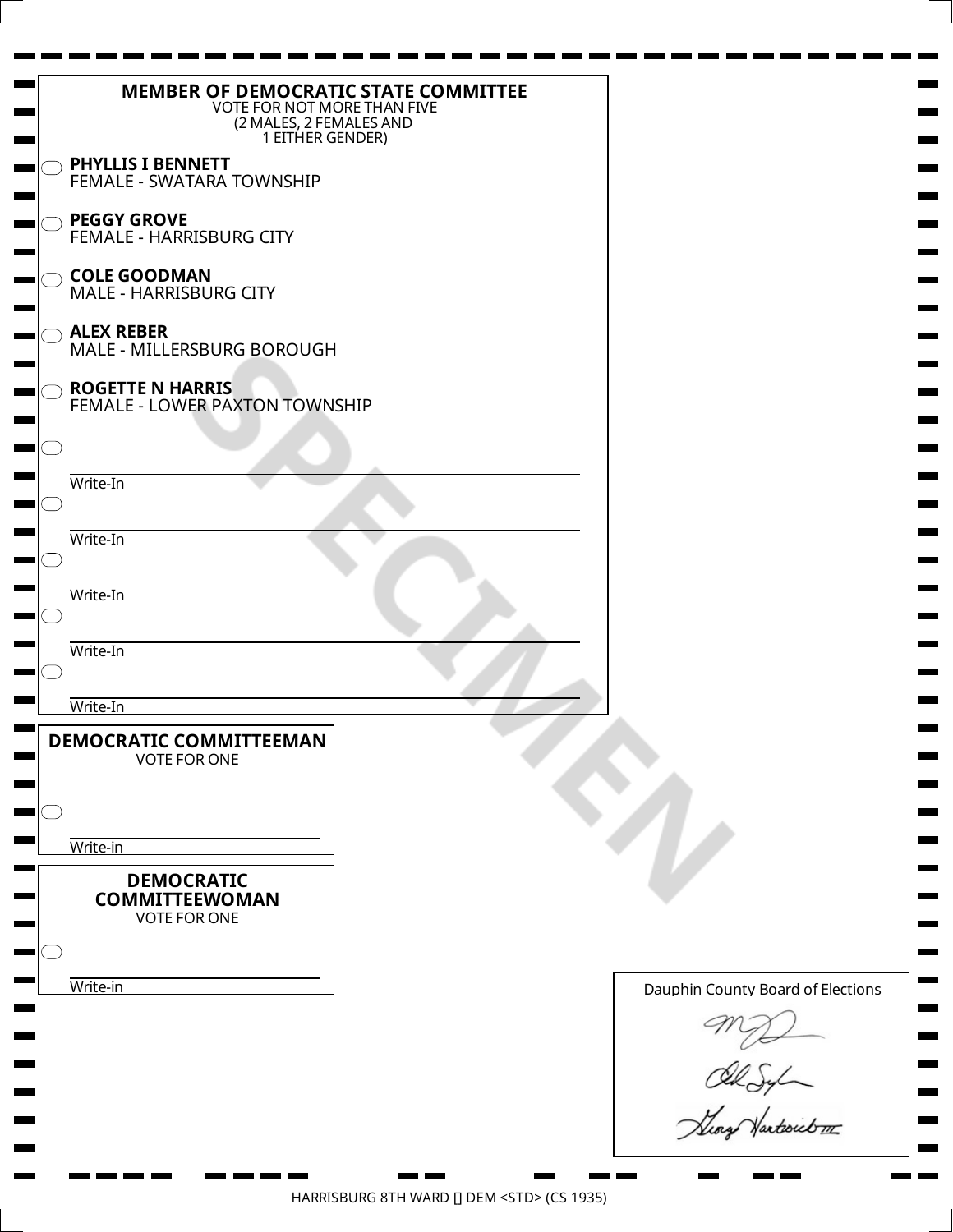## MEMBER OF DEMOCRATIC STATE COMMITTEE

VOTE FOR NOT MORE THAN FIVE
(2 MALES, 2 FEMALES AND
1 EITHER GENDER)

- **PHYLLIS I BENNETT**
  FEMALE - SWATARA TOWNSHIP
- **PEGGY GROVE**
  FEMALE - HARRISBURG CITY
- **COLE GOODMAN**
  MALE - HARRISBURG CITY
- **ALEX REBER**
  MALE - MILLERSBURG BOROUGH
- **ROGETTE N HARRIS**
  FEMALE - LOWER PAXTON TOWNSHIP
- Write-In
- Write-In
- Write-In
- Write-In
- Write-In

## DEMOCRATIC COMMITTEEMAN

VOTE FOR ONE

- Write-in

## DEMOCRATIC COMMITTEEWOMAN

VOTE FOR ONE

- Write-in

Dauphin County Board of Elections

SPECIMEN

HARRISBURG 8TH WARD [] DEM <STD> (CS 1935)